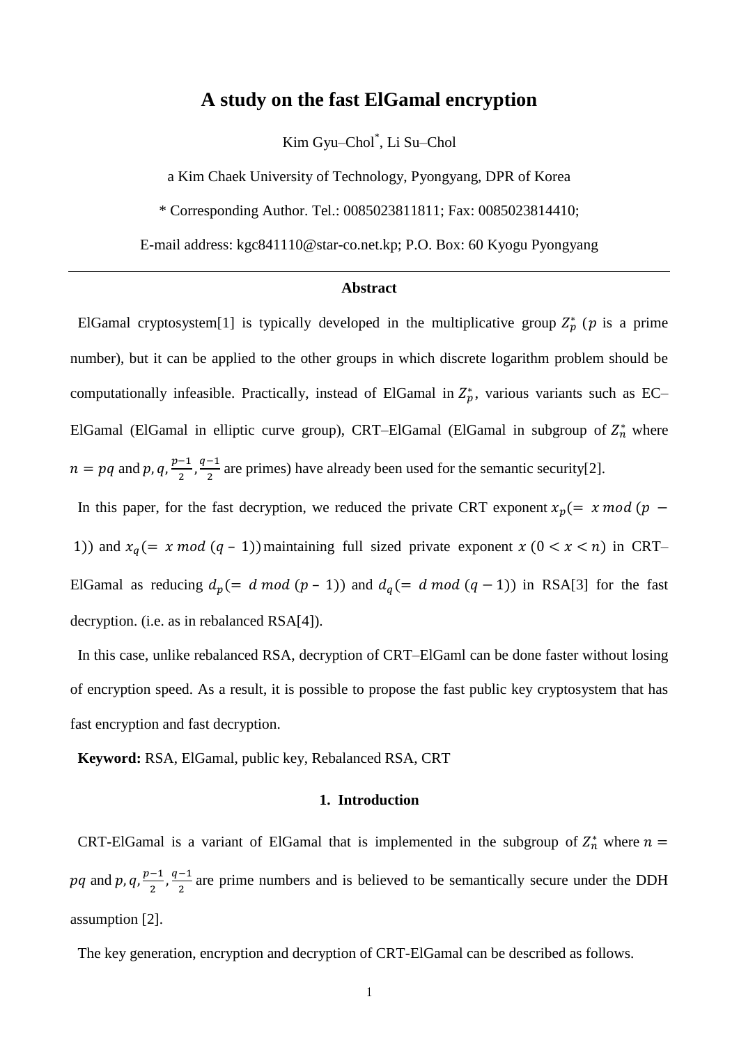# A study on the fast ElGamal encryption

Kim Gyu–Chol[*], Li Su–Chol

a Kim Chaek University of Technology, Pyongyang, DPR of Korea

[*] Corresponding Author. Tel.: 0085023811811; Fax: 0085023814410;

E-mail address: kgc841110@star-co.net.kp; P.O. Box: 60 Kyogu Pyongyang

---

## Abstract

ElGamal cryptosystem[1] is typically developed in the multiplicative group $Z_p^*$ ($p$ is a prime number), but it can be applied to the other groups in which discrete logarithm problem should be computationally infeasible. Practically, instead of ElGamal in $Z_p^*$, various variants such as EC–ElGamal (ElGamal in elliptic curve group), CRT–ElGamal (ElGamal in subgroup of $Z_n^*$ where $n = pq$ and $p, q, \frac{p-1}{2}, \frac{q-1}{2}$ are primes) have already been used for the semantic security[2].

In this paper, for the fast decryption, we reduced the private CRT exponent $x_p (= x \bmod (p - 1))$ and $x_q (= x \bmod (q - 1))$ maintaining full sized private exponent $x$ $(0 < x < n)$ in CRT–ElGamal as reducing $d_p (= d \bmod (p - 1))$ and $d_q (= d \bmod (q - 1))$ in RSA[3] for the fast decryption. (i.e. as in rebalanced RSA[4]).

In this case, unlike rebalanced RSA, decryption of CRT–ElGaml can be done faster without losing of encryption speed. As a result, it is possible to propose the fast public key cryptosystem that has fast encryption and fast decryption.

**Keyword:** RSA, ElGamal, public key, Rebalanced RSA, CRT

## 1. Introduction

CRT-ElGamal is a variant of ElGamal that is implemented in the subgroup of $Z_n^*$ where $n = pq$ and $p, q, \frac{p-1}{2}, \frac{q-1}{2}$ are prime numbers and is believed to be semantically secure under the DDH assumption [2].

The key generation, encryption and decryption of CRT-ElGamal can be described as follows.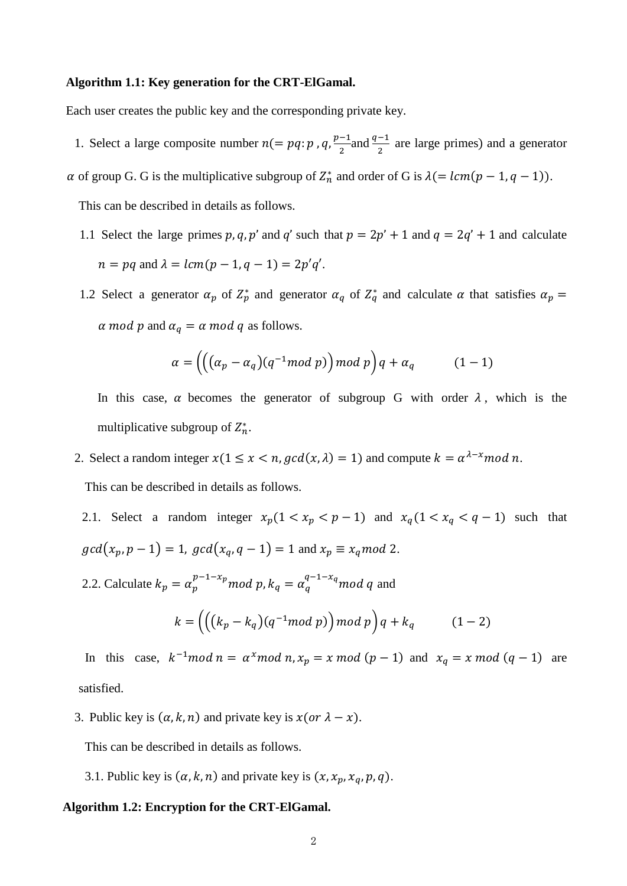**Algorithm 1.1: Key generation for the CRT-ElGamal.**

Each user creates the public key and the corresponding private key.

1. Select a large composite number $n(= pq: p, q, \frac{p-1}{2}$ and $\frac{q-1}{2}$ are large primes) and a generator $\alpha$ of group G. G is the multiplicative subgroup of $Z_n^*$ and order of G is $\lambda(= lcm(p-1, q-1))$.

   This can be described in details as follows.

   1.1 Select the large primes $p, q, p'$ and $q'$ such that $p = 2p' + 1$ and $q = 2q' + 1$ and calculate $n = pq$ and $\lambda = lcm(p-1, q-1) = 2p'q'$.

   1.2 Select a generator $\alpha_p$ of $Z_p^*$ and generator $\alpha_q$ of $Z_q^*$ and calculate $\alpha$ that satisfies $\alpha_p = \alpha \bmod p$ and $\alpha_q = \alpha \bmod q$ as follows.

$$\alpha = \left(\left(\left(\alpha_p - \alpha_q\right)(q^{-1} \bmod p)\right) \bmod p\right) q + \alpha_q \qquad (1-1)$$

   In this case, $\alpha$ becomes the generator of subgroup G with order $\lambda$, which is the multiplicative subgroup of $Z_n^*$.

2. Select a random integer $x(1 \leq x < n, gcd(x, \lambda) = 1)$ and compute $k = \alpha^{\lambda - x} \bmod n$.

   This can be described in details as follows.

   2.1. Select a random integer $x_p(1 < x_p < p-1)$ and $x_q(1 < x_q < q-1)$ such that $gcd(x_p, p-1) = 1$, $gcd(x_q, q-1) = 1$ and $x_p \equiv x_q \bmod 2$.

   2.2. Calculate $k_p = \alpha_p^{p-1-x_p} \bmod p, k_q = \alpha_q^{q-1-x_q} \bmod q$ and

$$k = \left(\left(\left(k_p - k_q\right)(q^{-1} \bmod p)\right) \bmod p\right) q + k_q \qquad (1-2)$$

   In this case, $k^{-1} \bmod n = \alpha^x \bmod n, x_p = x \bmod (p-1)$ and $x_q = x \bmod (q-1)$ are satisfied.

3. Public key is $(\alpha, k, n)$ and private key is $x(or\ \lambda - x)$.

   This can be described in details as follows.

   3.1. Public key is $(\alpha, k, n)$ and private key is $(x, x_p, x_q, p, q)$.

**Algorithm 1.2: Encryption for the CRT-ElGamal.**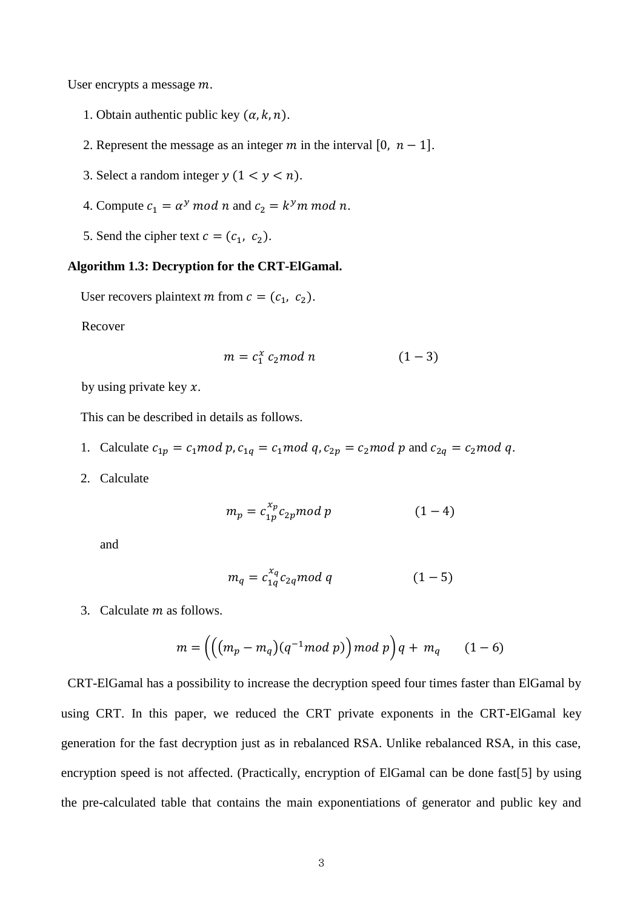User encrypts a message $m$.

1. Obtain authentic public key $(\alpha, k, n)$.
2. Represent the message as an integer $m$ in the interval $[0,\ n-1]$.
3. Select a random integer $y$ $(1 < y < n)$.
4. Compute $c_1 = \alpha^y \bmod n$ and $c_2 = k^y m \bmod n$.
5. Send the cipher text $c = (c_1,\ c_2)$.

**Algorithm 1.3: Decryption for the CRT-ElGamal.**

User recovers plaintext $m$ from $c = (c_1,\ c_2)$.

Recover

$$m = c_1^x\, c_2 \bmod n \qquad (1-3)$$

by using private key $x$.

This can be described in details as follows.

1. Calculate $c_{1p} = c_1 \bmod p, c_{1q} = c_1 \bmod q, c_{2p} = c_2 \bmod p$ and $c_{2q} = c_2 \bmod q$.
2. Calculate

$$m_p = c_{1p}^{x_p} c_{2p} \bmod p \qquad (1-4)$$

and

$$m_q = c_{1q}^{x_q} c_{2q} \bmod q \qquad (1-5)$$

3. Calculate $m$ as follows.

$$m = \left(\left((m_p - m_q)(q^{-1} \bmod p)\right) \bmod p\right) q + m_q \qquad (1-6)$$

CRT-ElGamal has a possibility to increase the decryption speed four times faster than ElGamal by using CRT. In this paper, we reduced the CRT private exponents in the CRT-ElGamal key generation for the fast decryption just as in rebalanced RSA. Unlike rebalanced RSA, in this case, encryption speed is not affected. (Practically, encryption of ElGamal can be done fast[5] by using the pre-calculated table that contains the main exponentiations of generator and public key and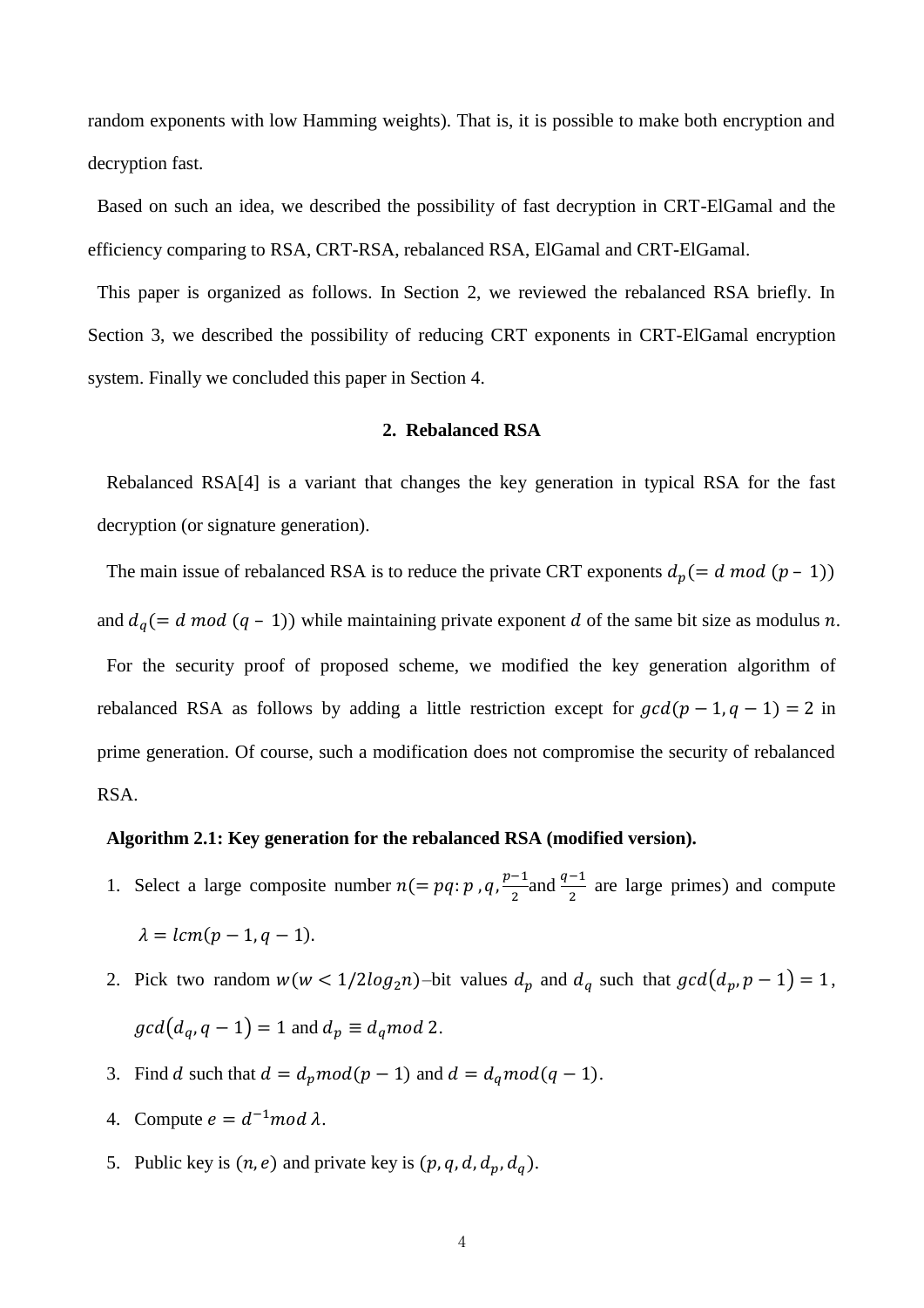random exponents with low Hamming weights). That is, it is possible to make both encryption and decryption fast.

Based on such an idea, we described the possibility of fast decryption in CRT-ElGamal and the efficiency comparing to RSA, CRT-RSA, rebalanced RSA, ElGamal and CRT-ElGamal.

This paper is organized as follows. In Section 2, we reviewed the rebalanced RSA briefly. In Section 3, we described the possibility of reducing CRT exponents in CRT-ElGamal encryption system. Finally we concluded this paper in Section 4.

## 2. Rebalanced RSA

Rebalanced RSA[4] is a variant that changes the key generation in typical RSA for the fast decryption (or signature generation).

The main issue of rebalanced RSA is to reduce the private CRT exponents $d_p(= d \bmod (p-1))$ and $d_q(= d \bmod (q-1))$ while maintaining private exponent $d$ of the same bit size as modulus $n$.

For the security proof of proposed scheme, we modified the key generation algorithm of rebalanced RSA as follows by adding a little restriction except for $gcd(p-1, q-1) = 2$ in prime generation. Of course, such a modification does not compromise the security of rebalanced RSA.

**Algorithm 2.1: Key generation for the rebalanced RSA (modified version).**

1. Select a large composite number $n(= pq\colon p, q, \frac{p-1}{2}$ and $\frac{q-1}{2}$ are large primes) and compute $\lambda = lcm(p-1, q-1)$.
2. Pick two random $w(w < 1/2 log_2 n)$–bit values $d_p$ and $d_q$ such that $gcd(d_p, p-1) = 1$, $gcd(d_q, q-1) = 1$ and $d_p \equiv d_q mod\, 2$.
3. Find $d$ such that $d = d_p mod (p-1)$ and $d = d_q mod (q-1)$.
4. Compute $e = d^{-1} mod\, \lambda$.
5. Public key is $(n, e)$ and private key is $(p, q, d, d_p, d_q)$.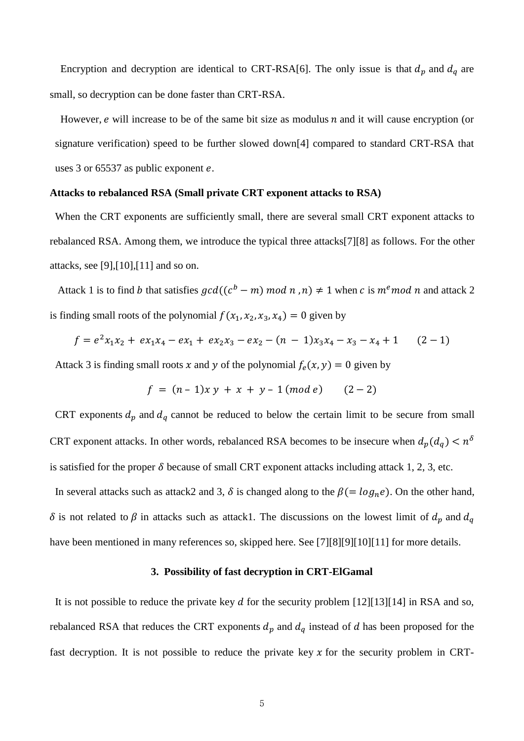Encryption and decryption are identical to CRT-RSA[6]. The only issue is that $d_p$ and $d_q$ are small, so decryption can be done faster than CRT-RSA.

However, $e$ will increase to be of the same bit size as modulus $n$ and it will cause encryption (or signature verification) speed to be further slowed down[4] compared to standard CRT-RSA that uses 3 or 65537 as public exponent $e$.

**Attacks to rebalanced RSA (Small private CRT exponent attacks to RSA)**

When the CRT exponents are sufficiently small, there are several small CRT exponent attacks to rebalanced RSA. Among them, we introduce the typical three attacks[7][8] as follows. For the other attacks, see [9],[10],[11] and so on.

Attack 1 is to find $b$ that satisfies $gcd((c^b - m) \ mod \ n \ , n) \neq 1$ when $c$ is $m^e mod \ n$ and attack 2 is finding small roots of the polynomial $f(x_1, x_2, x_3, x_4) = 0$ given by

$$f = e^2 x_1 x_2 + e x_1 x_4 - e x_1 + e x_2 x_3 - e x_2 - (n - 1) x_3 x_4 - x_3 - x_4 + 1 \qquad (2-1)$$

Attack 3 is finding small roots $x$ and $y$ of the polynomial $f_e(x, y) = 0$ given by

$$f = (n - 1) x \, y + x + y - 1 \ (mod \ e) \qquad (2-2)$$

CRT exponents $d_p$ and $d_q$ cannot be reduced to below the certain limit to be secure from small CRT exponent attacks. In other words, rebalanced RSA becomes to be insecure when $d_p(d_q) < n^{\delta}$ is satisfied for the proper $\delta$ because of small CRT exponent attacks including attack 1, 2, 3, etc.

In several attacks such as attack2 and 3, $\delta$ is changed along to the $\beta (= log_n e)$. On the other hand, $\delta$ is not related to $\beta$ in attacks such as attack1. The discussions on the lowest limit of $d_p$ and $d_q$ have been mentioned in many references so, skipped here. See [7][8][9][10][11] for more details.

### 3. Possibility of fast decryption in CRT-ElGamal

It is not possible to reduce the private key $d$ for the security problem [12][13][14] in RSA and so, rebalanced RSA that reduces the CRT exponents $d_p$ and $d_q$ instead of $d$ has been proposed for the fast decryption. It is not possible to reduce the private key $x$ for the security problem in CRT-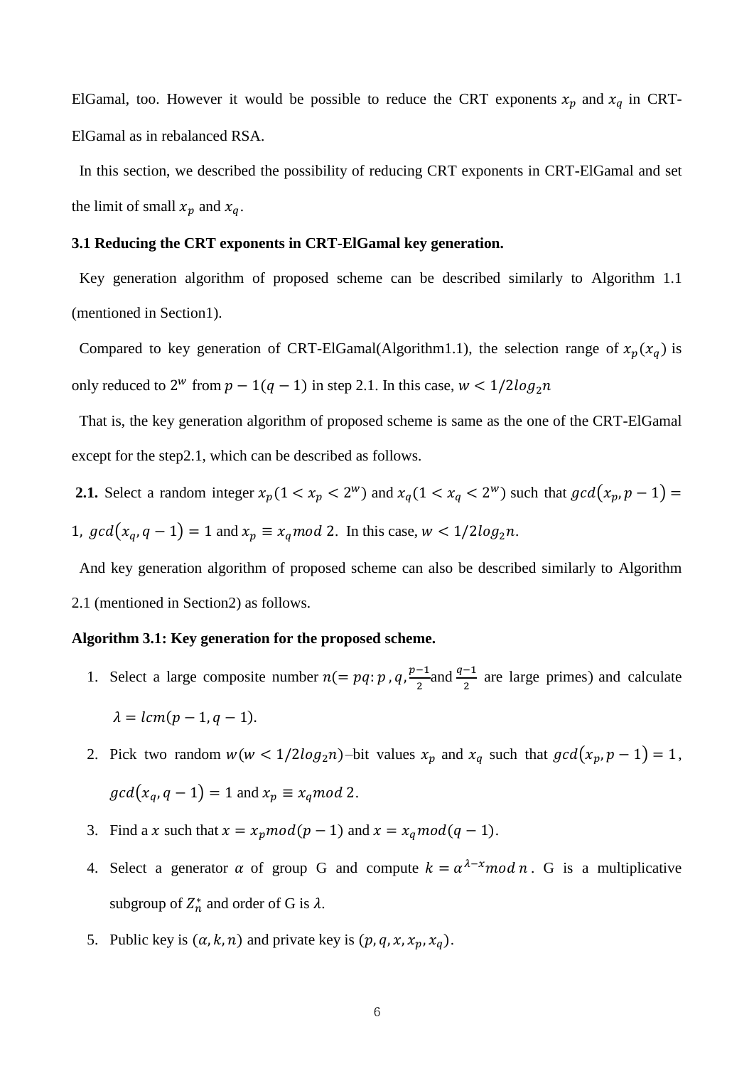ElGamal, too. However it would be possible to reduce the CRT exponents $x_p$ and $x_q$ in CRT-ElGamal as in rebalanced RSA.

In this section, we described the possibility of reducing CRT exponents in CRT-ElGamal and set the limit of small $x_p$ and $x_q$.

### 3.1 Reducing the CRT exponents in CRT-ElGamal key generation.

Key generation algorithm of proposed scheme can be described similarly to Algorithm 1.1 (mentioned in Section1).

Compared to key generation of CRT-ElGamal(Algorithm1.1), the selection range of $x_p(x_q)$ is only reduced to $2^w$ from $p-1(q-1)$ in step 2.1. In this case, $w < 1/2log_2 n$

That is, the key generation algorithm of proposed scheme is same as the one of the CRT-ElGamal except for the step2.1, which can be described as follows.

**2.1.** Select a random integer $x_p(1 < x_p < 2^w)$ and $x_q(1 < x_q < 2^w)$ such that $gcd(x_p, p-1) = 1$, $gcd(x_q, q-1) = 1$ and $x_p \equiv x_q mod\ 2$. In this case, $w < 1/2log_2 n$.

And key generation algorithm of proposed scheme can also be described similarly to Algorithm 2.1 (mentioned in Section2) as follows.

**Algorithm 3.1: Key generation for the proposed scheme.**

1. Select a large composite number $n(= pq: p, q, \frac{p-1}{2}$ and $\frac{q-1}{2}$ are large primes) and calculate $\lambda = lcm(p-1, q-1)$.
2. Pick two random $w(w < 1/2log_2 n)$–bit values $x_p$ and $x_q$ such that $gcd(x_p, p-1) = 1$, $gcd(x_q, q-1) = 1$ and $x_p \equiv x_q mod\ 2$.
3. Find a $x$ such that $x = x_p mod(p-1)$ and $x = x_q mod(q-1)$.
4. Select a generator $\alpha$ of group G and compute $k = \alpha^{\lambda - x} mod\ n$. G is a multiplicative subgroup of $Z_n^*$ and order of G is $\lambda$.
5. Public key is $(\alpha, k, n)$ and private key is $(p, q, x, x_p, x_q)$.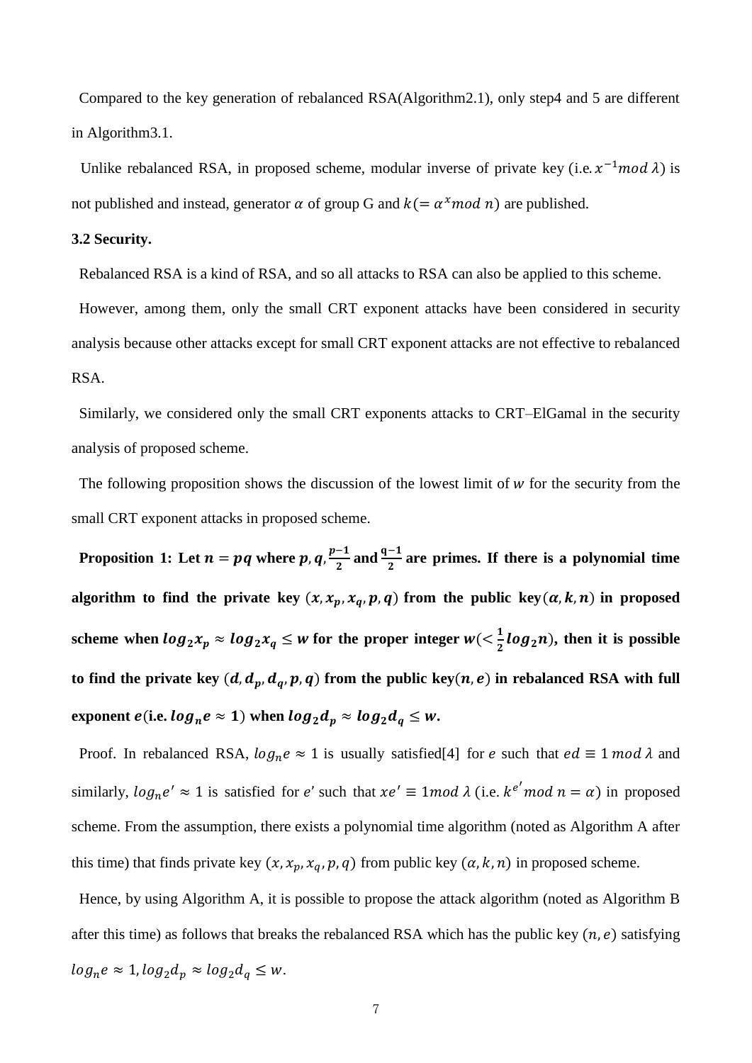Compared to the key generation of rebalanced RSA(Algorithm2.1), only step4 and 5 are different in Algorithm3.1.

Unlike rebalanced RSA, in proposed scheme, modular inverse of private key (i.e. $x^{-1} mod\ \lambda$) is not published and instead, generator $\alpha$ of group G and $k (= \alpha^x mod\ n)$ are published.

**3.2 Security.**

Rebalanced RSA is a kind of RSA, and so all attacks to RSA can also be applied to this scheme.

However, among them, only the small CRT exponent attacks have been considered in security analysis because other attacks except for small CRT exponent attacks are not effective to rebalanced RSA.

Similarly, we considered only the small CRT exponents attacks to CRT–ElGamal in the security analysis of proposed scheme.

The following proposition shows the discussion of the lowest limit of $w$ for the security from the small CRT exponent attacks in proposed scheme.

**Proposition 1: Let $n = pq$ where $p, q, \frac{p-1}{2}$ and $\frac{q-1}{2}$ are primes. If there is a polynomial time algorithm to find the private key $(x, x_p, x_q, p, q)$ from the public key$(\alpha, k, n)$ in proposed scheme when $log_2 x_p \approx log_2 x_q \leq w$ for the proper integer $w (< \frac{1}{2} log_2 n)$, then it is possible to find the private key $(d, d_p, d_q, p, q)$ from the public key$(n, e)$ in rebalanced RSA with full exponent $e$(i.e. $log_n e \approx 1$) when $log_2 d_p \approx log_2 d_q \leq w$.**

Proof. In rebalanced RSA, $log_n e \approx 1$ is usually satisfied[4] for $e$ such that $ed \equiv 1\ mod\ \lambda$ and similarly, $log_n e' \approx 1$ is satisfied for $e'$ such that $xe' \equiv 1 mod\ \lambda$ (i.e. $k^{e'} mod\ n = \alpha$) in proposed scheme. From the assumption, there exists a polynomial time algorithm (noted as Algorithm A after this time) that finds private key $(x, x_p, x_q, p, q)$ from public key $(\alpha, k, n)$ in proposed scheme.

Hence, by using Algorithm A, it is possible to propose the attack algorithm (noted as Algorithm B after this time) as follows that breaks the rebalanced RSA which has the public key $(n, e)$ satisfying $log_n e \approx 1, log_2 d_p \approx log_2 d_q \leq w$.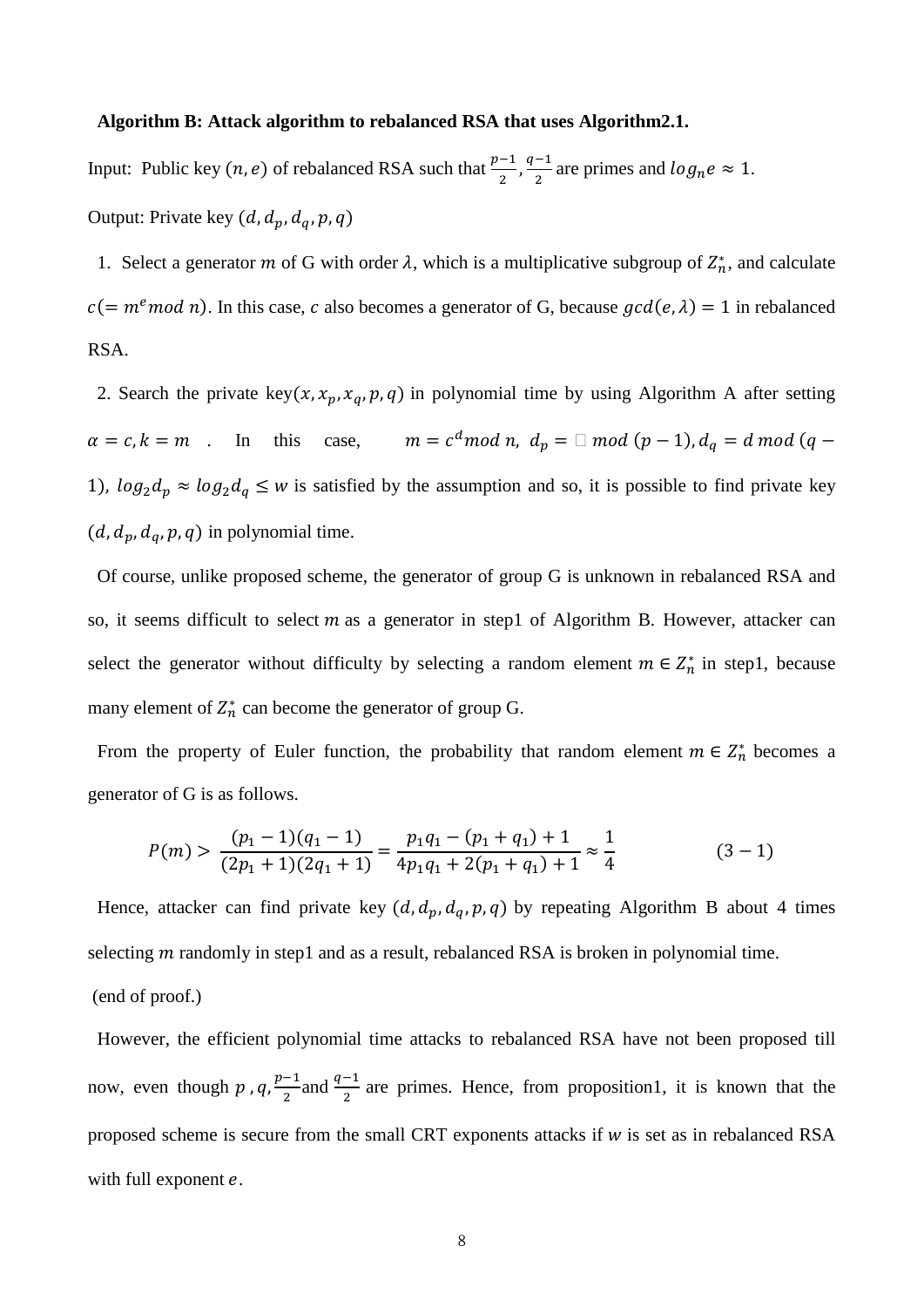**Algorithm B: Attack algorithm to rebalanced RSA that uses Algorithm2.1.**

Input: Public key $(n, e)$ of rebalanced RSA such that $\frac{p-1}{2}, \frac{q-1}{2}$ are primes and $log_n e \approx 1$.

Output: Private key $(d, d_p, d_q, p, q)$

1. Select a generator $m$ of G with order $\lambda$, which is a multiplicative subgroup of $Z_n^*$, and calculate $c(= m^e mod\ n)$. In this case, $c$ also becomes a generator of G, because $gcd(e, \lambda) = 1$ in rebalanced RSA.

2. Search the private key$(x, x_p, x_q, p, q)$ in polynomial time by using Algorithm A after setting $\alpha = c, k = m$. In this case, $m = c^d mod\ n,\ d_p = \square\ mod\ (p-1), d_q = d\ mod\ (q-1),\ log_2 d_p \approx log_2 d_q \leq w$ is satisfied by the assumption and so, it is possible to find private key $(d, d_p, d_q, p, q)$ in polynomial time.

Of course, unlike proposed scheme, the generator of group G is unknown in rebalanced RSA and so, it seems difficult to select $m$ as a generator in step1 of Algorithm B. However, attacker can select the generator without difficulty by selecting a random element $m \in Z_n^*$ in step1, because many element of $Z_n^*$ can become the generator of group G.

From the property of Euler function, the probability that random element $m \in Z_n^*$ becomes a generator of G is as follows.

$$P(m) > \frac{(p_1 - 1)(q_1 - 1)}{(2p_1 + 1)(2q_1 + 1)} = \frac{p_1 q_1 - (p_1 + q_1) + 1}{4p_1 q_1 + 2(p_1 + q_1) + 1} \approx \frac{1}{4} \qquad (3-1)$$

Hence, attacker can find private key $(d, d_p, d_q, p, q)$ by repeating Algorithm B about 4 times selecting $m$ randomly in step1 and as a result, rebalanced RSA is broken in polynomial time.

(end of proof.)

However, the efficient polynomial time attacks to rebalanced RSA have not been proposed till now, even though $p$ , $q$, $\frac{p-1}{2}$and $\frac{q-1}{2}$ are primes. Hence, from proposition1, it is known that the proposed scheme is secure from the small CRT exponents attacks if $w$ is set as in rebalanced RSA with full exponent $e$.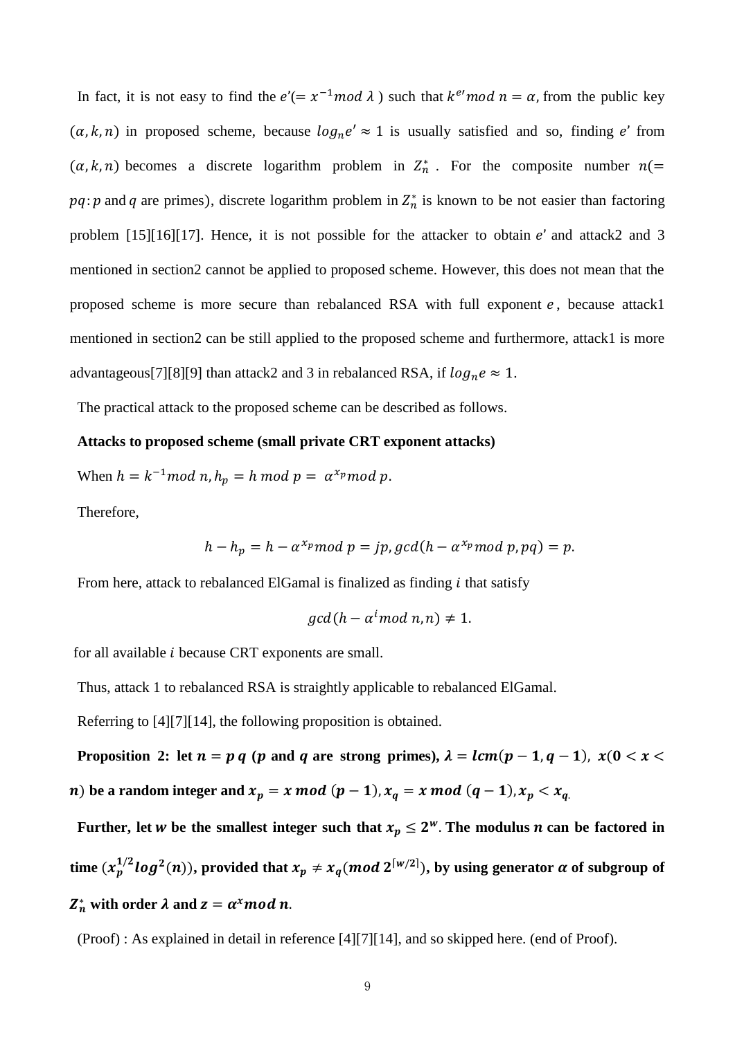In fact, it is not easy to find the $e'(= x^{-1} mod\ \lambda)$ such that $k^{e'} mod\ n = \alpha$, from the public key $(\alpha, k, n)$ in proposed scheme, because $log_n e' \approx 1$ is usually satisfied and so, finding $e'$ from $(\alpha, k, n)$ becomes a discrete logarithm problem in $Z_n^*$. For the composite number $n(= pq: p$ and $q$ are primes), discrete logarithm problem in $Z_n^*$ is known to be not easier than factoring problem [15][16][17]. Hence, it is not possible for the attacker to obtain $e'$ and attack2 and 3 mentioned in section2 cannot be applied to proposed scheme. However, this does not mean that the proposed scheme is more secure than rebalanced RSA with full exponent $e$, because attack1 mentioned in section2 can be still applied to the proposed scheme and furthermore, attack1 is more advantageous[7][8][9] than attack2 and 3 in rebalanced RSA, if $log_n e \approx 1$.

The practical attack to the proposed scheme can be described as follows.

**Attacks to proposed scheme (small private CRT exponent attacks)**

When $h = k^{-1} mod\ n, h_p = h\ mod\ p = \alpha^{x_p} mod\ p$.

Therefore,

$$h - h_p = h - \alpha^{x_p} mod\ p = jp, gcd(h - \alpha^{x_p} mod\ p, pq) = p.$$

From here, attack to rebalanced ElGamal is finalized as finding $i$ that satisfy

$$gcd(h - \alpha^i mod\ n, n) \neq 1.$$

for all available $i$ because CRT exponents are small.

Thus, attack 1 to rebalanced RSA is straightly applicable to rebalanced ElGamal.

Referring to [4][7][14], the following proposition is obtained.

**Proposition 2: let $n = p\, q$ ($p$ and $q$ are strong primes), $\lambda = lcm(p-1, q-1)$, $x(0 < x < n)$ be a random integer and $x_p = x\ mod\ (p-1), x_q = x\ mod\ (q-1), x_p < x_q$.**

**Further, let $w$ be the smallest integer such that $x_p \leq 2^w$. The modulus $n$ can be factored in time $(x_p^{1/2} log^2(n))$, provided that $x_p \neq x_q (mod\ 2^{\lceil w/2 \rceil})$, by using generator $\alpha$ of subgroup of $Z_n^*$ with order $\lambda$ and $z = \alpha^x mod\ n$.**

(Proof) : As explained in detail in reference [4][7][14], and so skipped here. (end of Proof).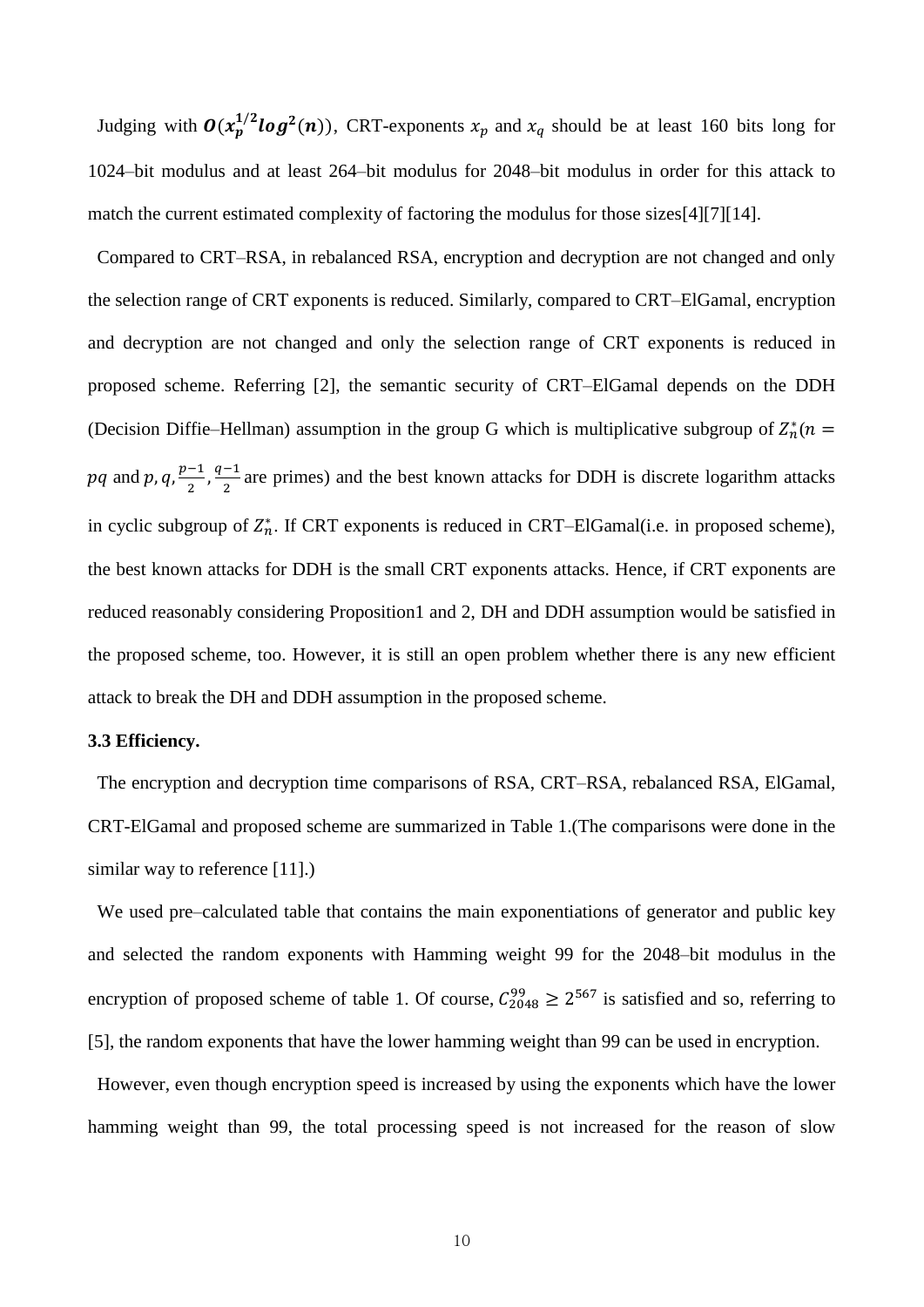Judging with $\boldsymbol{O}(\boldsymbol{x_p^{1/2}log^2(n)})$, CRT-exponents $x_p$ and $x_q$ should be at least 160 bits long for 1024–bit modulus and at least 264–bit modulus for 2048–bit modulus in order for this attack to match the current estimated complexity of factoring the modulus for those sizes[4][7][14].

Compared to CRT–RSA, in rebalanced RSA, encryption and decryption are not changed and only the selection range of CRT exponents is reduced. Similarly, compared to CRT–ElGamal, encryption and decryption are not changed and only the selection range of CRT exponents is reduced in proposed scheme. Referring [2], the semantic security of CRT–ElGamal depends on the DDH (Decision Diffie–Hellman) assumption in the group G which is multiplicative subgroup of $Z_n^*(n = pq$ and $p, q, \frac{p-1}{2}, \frac{q-1}{2}$ are primes) and the best known attacks for DDH is discrete logarithm attacks in cyclic subgroup of $Z_n^*$. If CRT exponents is reduced in CRT–ElGamal(i.e. in proposed scheme), the best known attacks for DDH is the small CRT exponents attacks. Hence, if CRT exponents are reduced reasonably considering Proposition1 and 2, DH and DDH assumption would be satisfied in the proposed scheme, too. However, it is still an open problem whether there is any new efficient attack to break the DH and DDH assumption in the proposed scheme.

### 3.3 Efficiency.

The encryption and decryption time comparisons of RSA, CRT–RSA, rebalanced RSA, ElGamal, CRT-ElGamal and proposed scheme are summarized in Table 1.(The comparisons were done in the similar way to reference [11].)

We used pre–calculated table that contains the main exponentiations of generator and public key and selected the random exponents with Hamming weight 99 for the 2048–bit modulus in the encryption of proposed scheme of table 1. Of course, $C_{2048}^{99} \geq 2^{567}$ is satisfied and so, referring to [5], the random exponents that have the lower hamming weight than 99 can be used in encryption.

However, even though encryption speed is increased by using the exponents which have the lower hamming weight than 99, the total processing speed is not increased for the reason of slow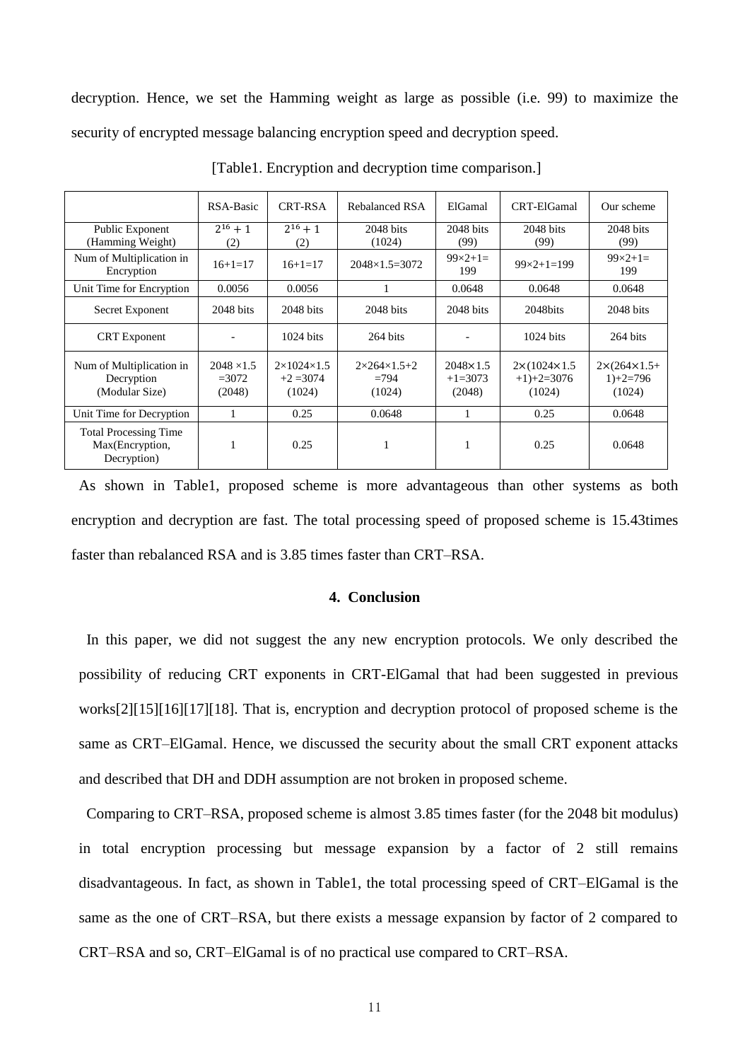decryption. Hence, we set the Hamming weight as large as possible (i.e. 99) to maximize the security of encrypted message balancing encryption speed and decryption speed.

[Table1. Encryption and decryption time comparison.]

| | RSA-Basic | CRT-RSA | Rebalanced RSA | ElGamal | CRT-ElGamal | Our scheme |
|---|---|---|---|---|---|---|
| Public Exponent (Hamming Weight) | $2^{16}+1$ (2) | $2^{16}+1$ (2) | 2048 bits (1024) | 2048 bits (99) | 2048 bits (99) | 2048 bits (99) |
| Num of Multiplication in Encryption | 16+1=17 | 16+1=17 | 2048×1.5=3072 | 99×2+1= 199 | 99×2+1=199 | 99×2+1= 199 |
| Unit Time for Encryption | 0.0056 | 0.0056 | 1 | 0.0648 | 0.0648 | 0.0648 |
| Secret Exponent | 2048 bits | 2048 bits | 2048 bits | 2048 bits | 2048bits | 2048 bits |
| CRT Exponent | - | 1024 bits | 264 bits | - | 1024 bits | 264 bits |
| Num of Multiplication in Decryption (Modular Size) | 2048 ×1.5 =3072 (2048) | 2×1024×1.5 +2 =3074 (1024) | 2×264×1.5+2 =794 (1024) | 2048×1.5 +1=3073 (2048) | 2×(1024×1.5 +1)+2=3076 (1024) | 2×(264×1.5+ 1)+2=796 (1024) |
| Unit Time for Decryption | 1 | 0.25 | 0.0648 | 1 | 0.25 | 0.0648 |
| Total Processing Time Max(Encryption, Decryption) | 1 | 0.25 | 1 | 1 | 0.25 | 0.0648 |

As shown in Table1, proposed scheme is more advantageous than other systems as both encryption and decryption are fast. The total processing speed of proposed scheme is 15.43times faster than rebalanced RSA and is 3.85 times faster than CRT–RSA.

## 4. Conclusion

In this paper, we did not suggest the any new encryption protocols. We only described the possibility of reducing CRT exponents in CRT-ElGamal that had been suggested in previous works[2][15][16][17][18]. That is, encryption and decryption protocol of proposed scheme is the same as CRT–ElGamal. Hence, we discussed the security about the small CRT exponent attacks and described that DH and DDH assumption are not broken in proposed scheme.

Comparing to CRT–RSA, proposed scheme is almost 3.85 times faster (for the 2048 bit modulus) in total encryption processing but message expansion by a factor of 2 still remains disadvantageous. In fact, as shown in Table1, the total processing speed of CRT–ElGamal is the same as the one of CRT–RSA, but there exists a message expansion by factor of 2 compared to CRT–RSA and so, CRT–ElGamal is of no practical use compared to CRT–RSA.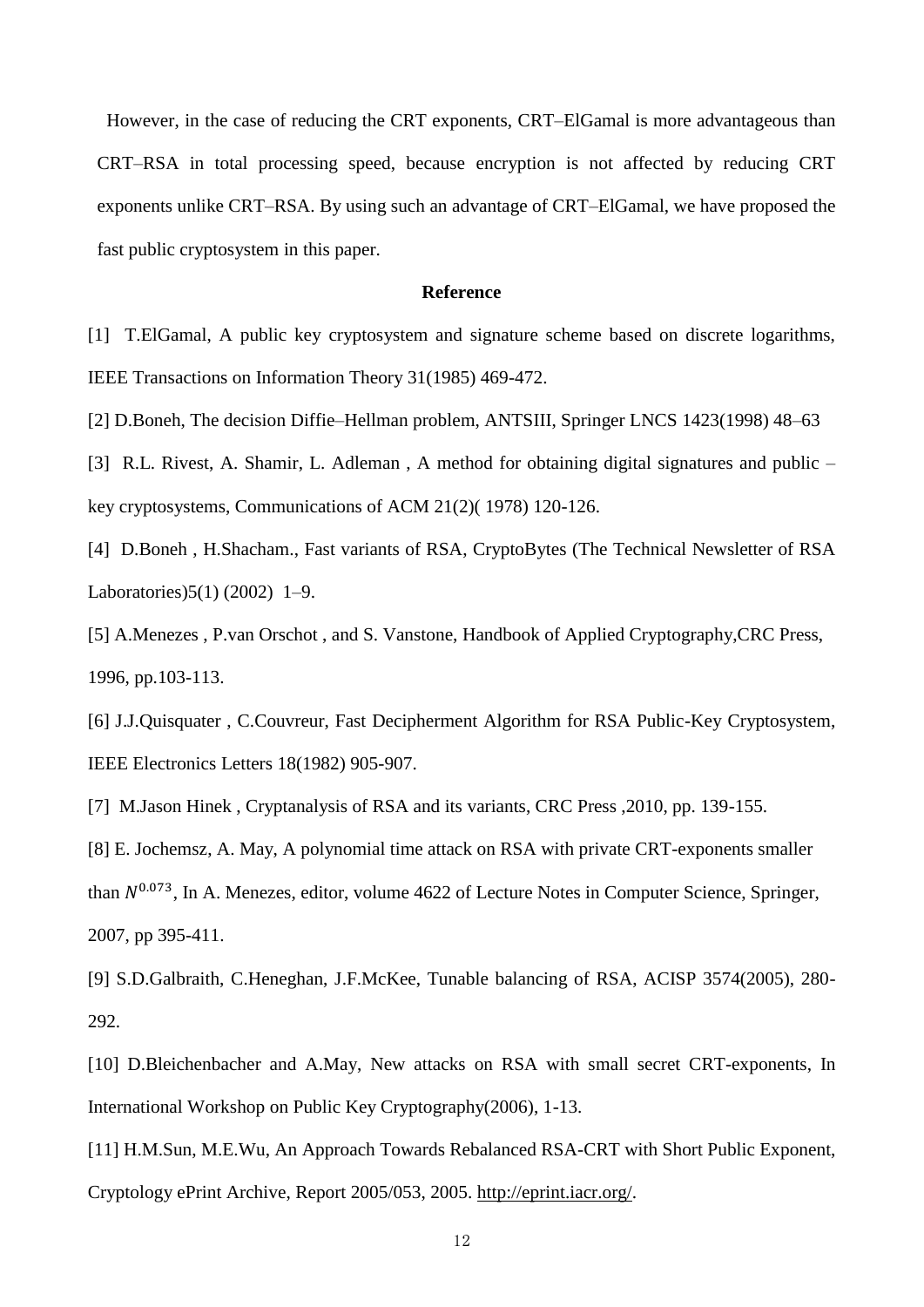However, in the case of reducing the CRT exponents, CRT–ElGamal is more advantageous than CRT–RSA in total processing speed, because encryption is not affected by reducing CRT exponents unlike CRT–RSA. By using such an advantage of CRT–ElGamal, we have proposed the fast public cryptosystem in this paper.

**Reference**

[1] T.ElGamal, A public key cryptosystem and signature scheme based on discrete logarithms, IEEE Transactions on Information Theory 31(1985) 469-472.

[2] D.Boneh, The decision Diffie–Hellman problem, ANTSIII, Springer LNCS 1423(1998) 48–63

[3] R.L. Rivest, A. Shamir, L. Adleman , A method for obtaining digital signatures and public – key cryptosystems, Communications of ACM 21(2)( 1978) 120-126.

[4] D.Boneh , H.Shacham., Fast variants of RSA, CryptoBytes (The Technical Newsletter of RSA Laboratories)5(1) (2002) 1–9.

[5] A.Menezes , P.van Orschot , and S. Vanstone, Handbook of Applied Cryptography,CRC Press, 1996, pp.103-113.

[6] J.J.Quisquater , C.Couvreur, Fast Decipherment Algorithm for RSA Public-Key Cryptosystem, IEEE Electronics Letters 18(1982) 905-907.

[7] M.Jason Hinek , Cryptanalysis of RSA and its variants, CRC Press ,2010, pp. 139-155.

[8] E. Jochemsz, A. May, A polynomial time attack on RSA with private CRT-exponents smaller than $N^{0.073}$, In A. Menezes, editor, volume 4622 of Lecture Notes in Computer Science, Springer, 2007, pp 395-411.

[9] S.D.Galbraith, C.Heneghan, J.F.McKee, Tunable balancing of RSA, ACISP 3574(2005), 280-292.

[10] D.Bleichenbacher and A.May, New attacks on RSA with small secret CRT-exponents, In International Workshop on Public Key Cryptography(2006), 1-13.

[11] H.M.Sun, M.E.Wu, An Approach Towards Rebalanced RSA-CRT with Short Public Exponent, Cryptology ePrint Archive, Report 2005/053, 2005. http://eprint.iacr.org/.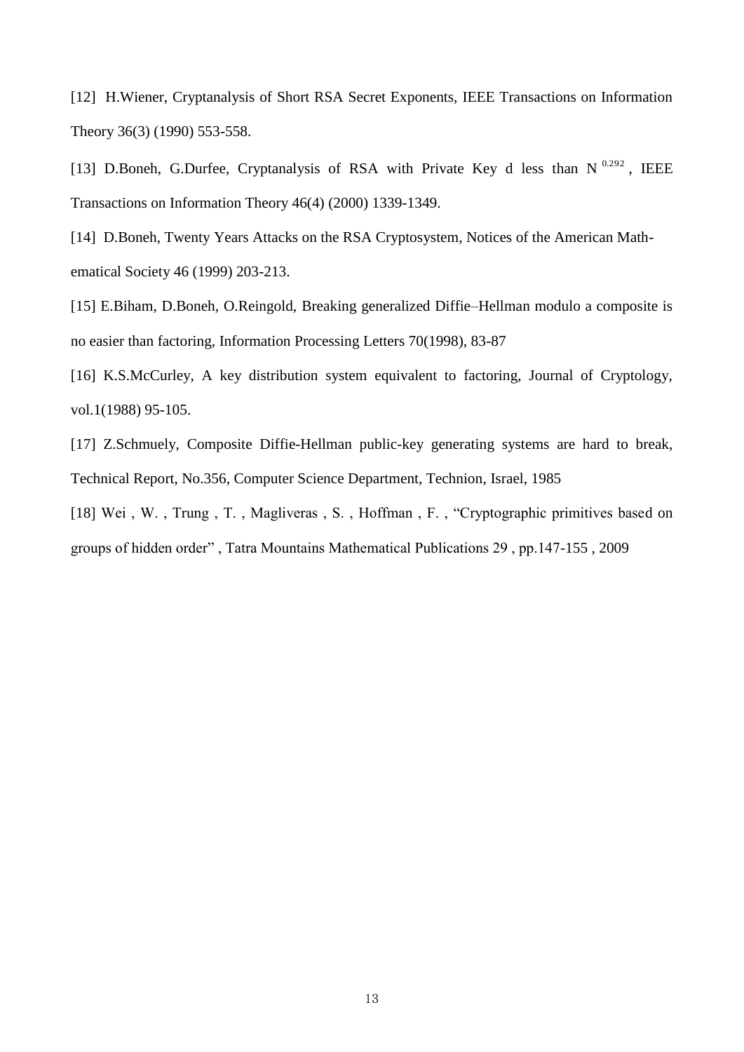[12] H.Wiener, Cryptanalysis of Short RSA Secret Exponents, IEEE Transactions on Information Theory 36(3) (1990) 553-558.

[13] D.Boneh, G.Durfee, Cryptanalysis of RSA with Private Key d less than $N^{0.292}$, IEEE Transactions on Information Theory 46(4) (2000) 1339-1349.

[14] D.Boneh, Twenty Years Attacks on the RSA Cryptosystem, Notices of the American Mathematical Society 46 (1999) 203-213.

[15] E.Biham, D.Boneh, O.Reingold, Breaking generalized Diffie–Hellman modulo a composite is no easier than factoring, Information Processing Letters 70(1998), 83-87

[16] K.S.McCurley, A key distribution system equivalent to factoring, Journal of Cryptology, vol.1(1988) 95-105.

[17] Z.Schmuely, Composite Diffie-Hellman public-key generating systems are hard to break, Technical Report, No.356, Computer Science Department, Technion, Israel, 1985

[18] Wei , W. , Trung , T. , Magliveras , S. , Hoffman , F. , "Cryptographic primitives based on groups of hidden order" , Tatra Mountains Mathematical Publications 29 , pp.147-155 , 2009